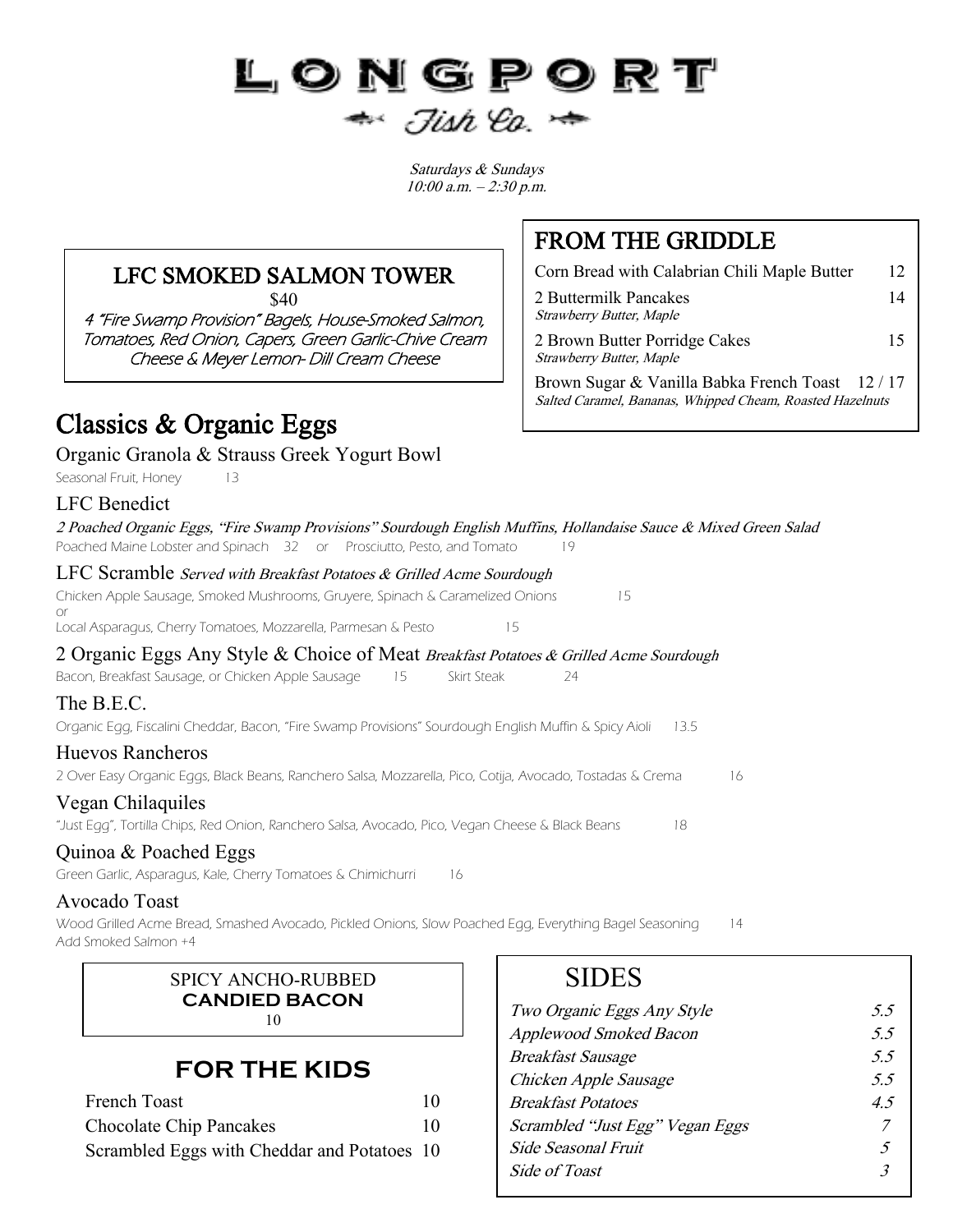# LONGPORT

Fish Co.

*Saturdays & Sundays*
*10:00 a.m. – 2:30 p.m.*

## LFC SMOKED SALMON TOWER

$40

*4 "Fire Swamp Provision" Bagels, House-Smoked Salmon, Tomatoes, Red Onion, Capers, Green Garlic-Chive Cream Cheese & Meyer Lemon- Dill Cream Cheese*

## FROM THE GRIDDLE

| Item | Price |
|---|---|
| Corn Bread with Calabrian Chili Maple Butter | 12 |
| 2 Buttermilk Pancakes<br>*Strawberry Butter, Maple* | 14 |
| 2 Brown Butter Porridge Cakes<br>*Strawberry Butter, Maple* | 15 |
| Brown Sugar & Vanilla Babka French Toast<br>*Salted Caramel, Bananas, Whipped Cheam, Roasted Hazelnuts* | 12 / 17 |

## Classics & Organic Eggs

### Organic Granola & Strauss Greek Yogurt Bowl
Seasonal Fruit, Honey 13

### LFC Benedict
*2 Poached Organic Eggs, "Fire Swamp Provisions" Sourdough English Muffins, Hollandaise Sauce & Mixed Green Salad*
Poached Maine Lobster and Spinach 32 or Prosciutto, Pesto, and Tomato 19

### LFC Scramble *Served with Breakfast Potatoes & Grilled Acme Sourdough*
Chicken Apple Sausage, Smoked Mushrooms, Gruyere, Spinach & Caramelized Onions 15
or
Local Asparagus, Cherry Tomatoes, Mozzarella, Parmesan & Pesto 15

### 2 Organic Eggs Any Style & Choice of Meat *Breakfast Potatoes & Grilled Acme Sourdough*
Bacon, Breakfast Sausage, or Chicken Apple Sausage 15 Skirt Steak 24

### The B.E.C.
Organic Egg, Fiscalini Cheddar, Bacon, "Fire Swamp Provisions" Sourdough English Muffin & Spicy Aioli 13.5

### Huevos Rancheros
2 Over Easy Organic Eggs, Black Beans, Ranchero Salsa, Mozzarella, Pico, Cotija, Avocado, Tostadas & Crema 16

### Vegan Chilaquiles
"Just Egg", Tortilla Chips, Red Onion, Ranchero Salsa, Avocado, Pico, Vegan Cheese & Black Beans 18

### Quinoa & Poached Eggs
Green Garlic, Asparagus, Kale, Cherry Tomatoes & Chimichurri 16

### Avocado Toast
Wood Grilled Acme Bread, Smashed Avocado, Pickled Onions, Slow Poached Egg, Everything Bagel Seasoning 14
Add Smoked Salmon +4

SPICY ANCHO-RUBBED
**CANDIED BACON**
10

## FOR THE KIDS

| Item | Price |
|---|---|
| French Toast | 10 |
| Chocolate Chip Pancakes | 10 |
| Scrambled Eggs with Cheddar and Potatoes | 10 |

## SIDES

| Item | Price |
|---|---|
| *Two Organic Eggs Any Style* | *5.5* |
| *Applewood Smoked Bacon* | *5.5* |
| *Breakfast Sausage* | *5.5* |
| *Chicken Apple Sausage* | *5.5* |
| *Breakfast Potatoes* | *4.5* |
| *Scrambled "Just Egg" Vegan Eggs* | *7* |
| *Side Seasonal Fruit* | *5* |
| *Side of Toast* | *3* |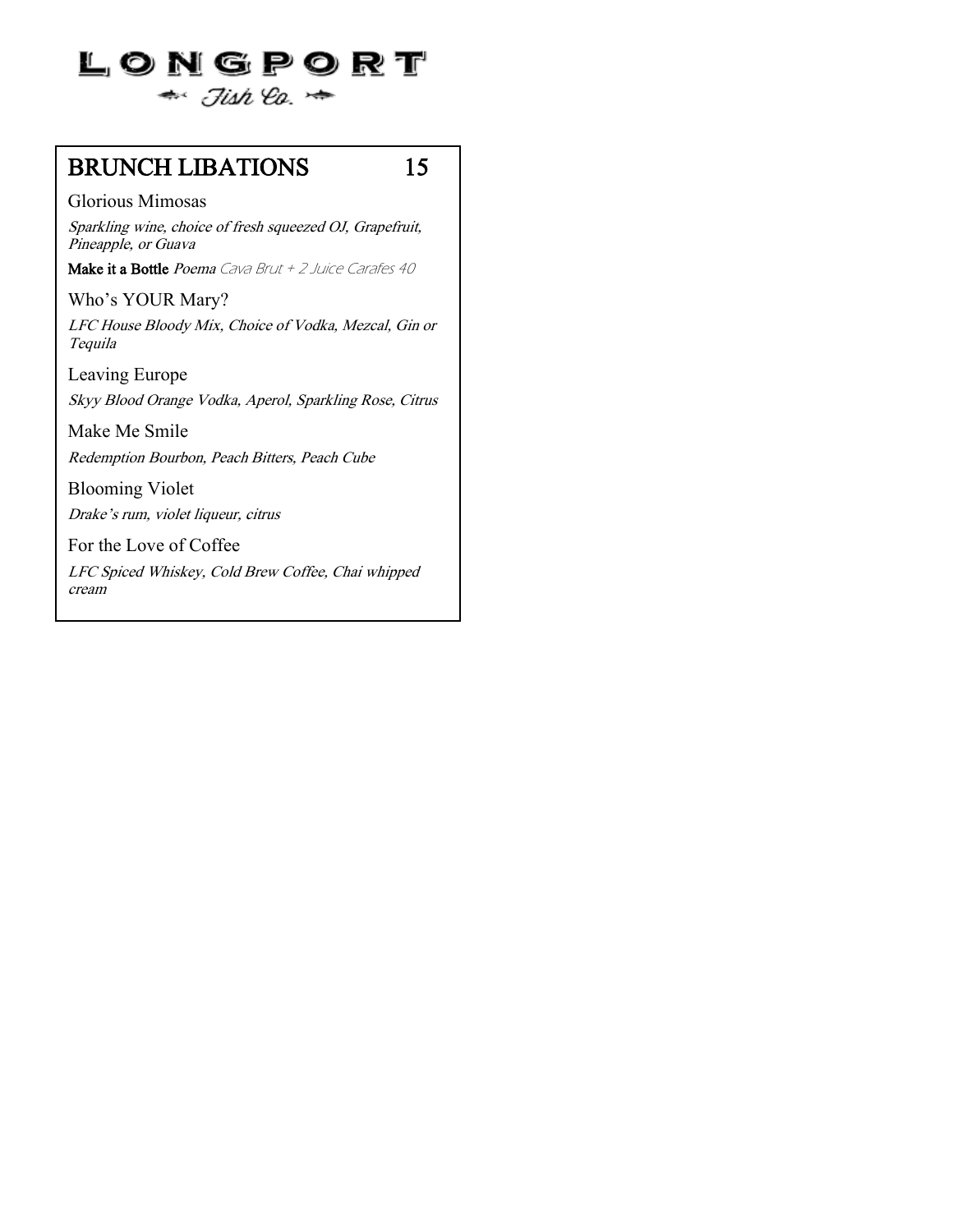# LONGPORT

Fish Co.

## BRUNCH LIBATIONS 15

Glorious Mimosas

*Sparkling wine, choice of fresh squeezed OJ, Grapefruit, Pineapple, or Guava*

**Make it a Bottle** *Poema* Cava Brut + 2 Juice Carafes 40

Who's YOUR Mary?

*LFC House Bloody Mix, Choice of Vodka, Mezcal, Gin or Tequila*

Leaving Europe

*Skyy Blood Orange Vodka, Aperol, Sparkling Rose, Citrus*

Make Me Smile

*Redemption Bourbon, Peach Bitters, Peach Cube*

Blooming Violet

*Drake's rum, violet liqueur, citrus*

For the Love of Coffee

*LFC Spiced Whiskey, Cold Brew Coffee, Chai whipped cream*